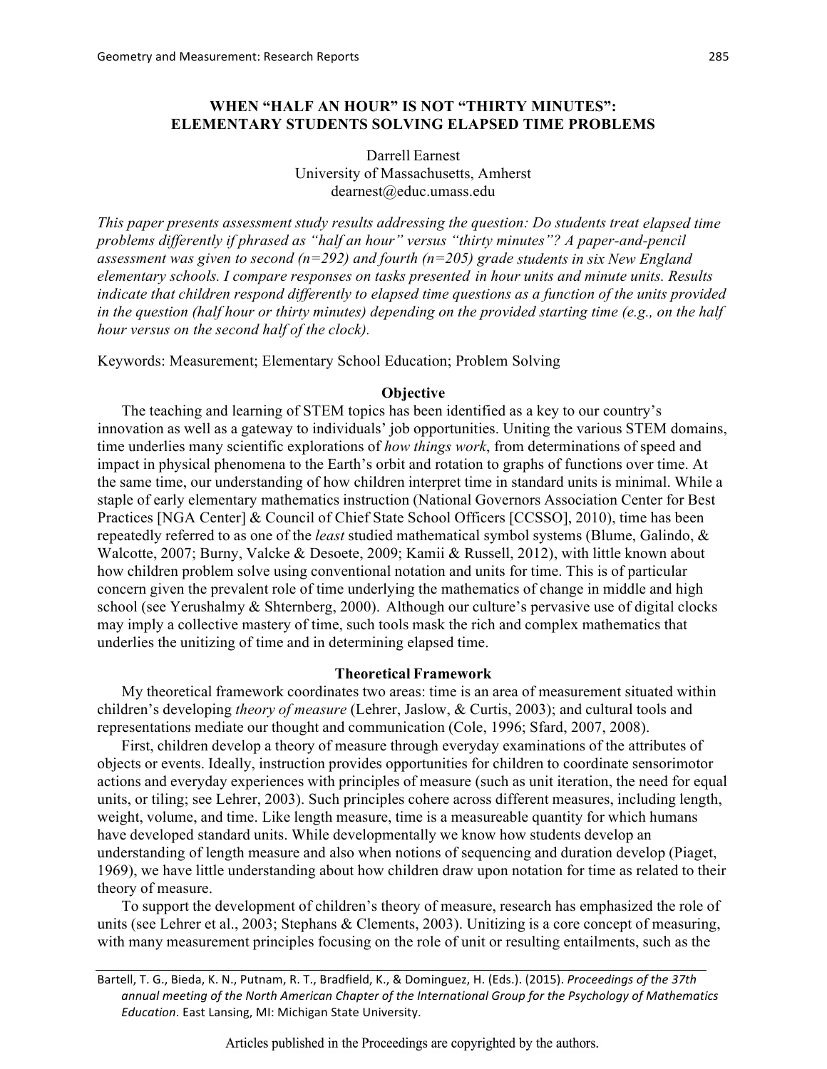# WHEN "HALF AN HOUR" IS NOT "THIRTY MINUTES": ELEMENTARY STUDENTS SOLVING ELAPSED TIME PROBLEMS

Darrell Earnest
University of Massachusetts, Amherst
dearnest@educ.umass.edu

*This paper presents assessment study results addressing the question: Do students treat elapsed time problems differently if phrased as "half an hour" versus "thirty minutes"? A paper-and-pencil assessment was given to second (n=292) and fourth (n=205) grade students in six New England elementary schools. I compare responses on tasks presented in hour units and minute units. Results indicate that children respond differently to elapsed time questions as a function of the units provided in the question (half hour or thirty minutes) depending on the provided starting time (e.g., on the half hour versus on the second half of the clock).*

Keywords: Measurement; Elementary School Education; Problem Solving

## Objective

The teaching and learning of STEM topics has been identified as a key to our country's innovation as well as a gateway to individuals' job opportunities. Uniting the various STEM domains, time underlies many scientific explorations of *how things work*, from determinations of speed and impact in physical phenomena to the Earth's orbit and rotation to graphs of functions over time. At the same time, our understanding of how children interpret time in standard units is minimal. While a staple of early elementary mathematics instruction (National Governors Association Center for Best Practices [NGA Center] & Council of Chief State School Officers [CCSSO], 2010), time has been repeatedly referred to as one of the *least* studied mathematical symbol systems (Blume, Galindo, & Walcotte, 2007; Burny, Valcke & Desoete, 2009; Kamii & Russell, 2012), with little known about how children problem solve using conventional notation and units for time. This is of particular concern given the prevalent role of time underlying the mathematics of change in middle and high school (see Yerushalmy & Shternberg, 2000). Although our culture's pervasive use of digital clocks may imply a collective mastery of time, such tools mask the rich and complex mathematics that underlies the unitizing of time and in determining elapsed time.

## Theoretical Framework

My theoretical framework coordinates two areas: time is an area of measurement situated within children's developing *theory of measure* (Lehrer, Jaslow, & Curtis, 2003); and cultural tools and representations mediate our thought and communication (Cole, 1996; Sfard, 2007, 2008).

First, children develop a theory of measure through everyday examinations of the attributes of objects or events. Ideally, instruction provides opportunities for children to coordinate sensorimotor actions and everyday experiences with principles of measure (such as unit iteration, the need for equal units, or tiling; see Lehrer, 2003). Such principles cohere across different measures, including length, weight, volume, and time. Like length measure, time is a measureable quantity for which humans have developed standard units. While developmentally we know how students develop an understanding of length measure and also when notions of sequencing and duration develop (Piaget, 1969), we have little understanding about how children draw upon notation for time as related to their theory of measure.

To support the development of children's theory of measure, research has emphasized the role of units (see Lehrer et al., 2003; Stephans & Clements, 2003). Unitizing is a core concept of measuring, with many measurement principles focusing on the role of unit or resulting entailments, such as the

---

Bartell, T. G., Bieda, K. N., Putnam, R. T., Bradfield, K., & Dominguez, H. (Eds.). (2015). *Proceedings of the 37th annual meeting of the North American Chapter of the International Group for the Psychology of Mathematics Education*. East Lansing, MI: Michigan State University.

Articles published in the Proceedings are copyrighted by the authors.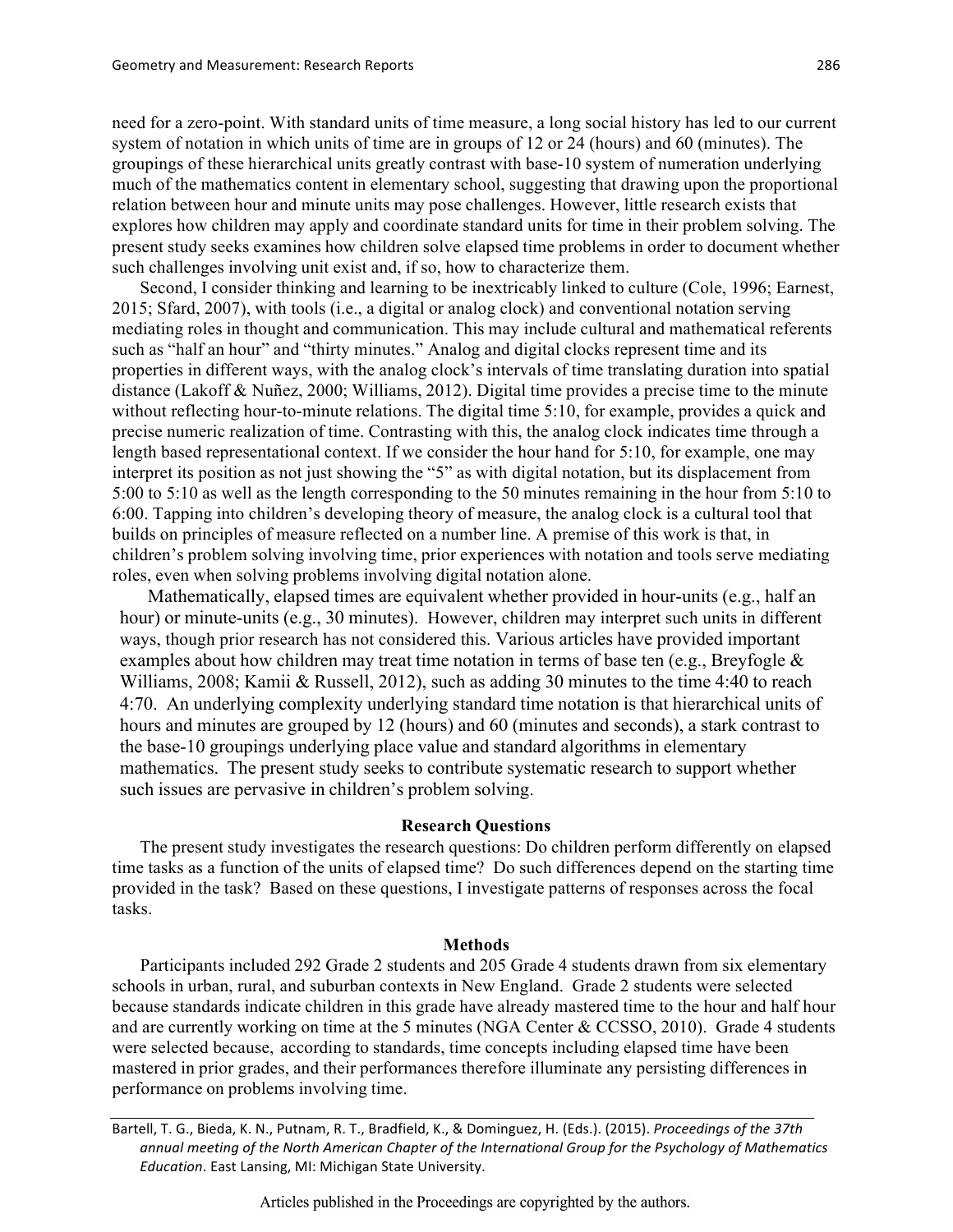need for a zero-point. With standard units of time measure, a long social history has led to our current system of notation in which units of time are in groups of 12 or 24 (hours) and 60 (minutes). The groupings of these hierarchical units greatly contrast with base-10 system of numeration underlying much of the mathematics content in elementary school, suggesting that drawing upon the proportional relation between hour and minute units may pose challenges. However, little research exists that explores how children may apply and coordinate standard units for time in their problem solving. The present study seeks examines how children solve elapsed time problems in order to document whether such challenges involving unit exist and, if so, how to characterize them.

Second, I consider thinking and learning to be inextricably linked to culture (Cole, 1996; Earnest, 2015; Sfard, 2007), with tools (i.e., a digital or analog clock) and conventional notation serving mediating roles in thought and communication. This may include cultural and mathematical referents such as "half an hour" and "thirty minutes." Analog and digital clocks represent time and its properties in different ways, with the analog clock's intervals of time translating duration into spatial distance (Lakoff & Nuñez, 2000; Williams, 2012). Digital time provides a precise time to the minute without reflecting hour-to-minute relations. The digital time 5:10, for example, provides a quick and precise numeric realization of time. Contrasting with this, the analog clock indicates time through a length based representational context. If we consider the hour hand for 5:10, for example, one may interpret its position as not just showing the "5" as with digital notation, but its displacement from 5:00 to 5:10 as well as the length corresponding to the 50 minutes remaining in the hour from 5:10 to 6:00. Tapping into children's developing theory of measure, the analog clock is a cultural tool that builds on principles of measure reflected on a number line. A premise of this work is that, in children's problem solving involving time, prior experiences with notation and tools serve mediating roles, even when solving problems involving digital notation alone.

Mathematically, elapsed times are equivalent whether provided in hour-units (e.g., half an hour) or minute-units (e.g., 30 minutes). However, children may interpret such units in different ways, though prior research has not considered this. Various articles have provided important examples about how children may treat time notation in terms of base ten (e.g., Breyfogle & Williams, 2008; Kamii & Russell, 2012), such as adding 30 minutes to the time 4:40 to reach 4:70. An underlying complexity underlying standard time notation is that hierarchical units of hours and minutes are grouped by 12 (hours) and 60 (minutes and seconds), a stark contrast to the base-10 groupings underlying place value and standard algorithms in elementary mathematics. The present study seeks to contribute systematic research to support whether such issues are pervasive in children's problem solving.

## Research Questions

The present study investigates the research questions: Do children perform differently on elapsed time tasks as a function of the units of elapsed time? Do such differences depend on the starting time provided in the task? Based on these questions, I investigate patterns of responses across the focal tasks.

## Methods

Participants included 292 Grade 2 students and 205 Grade 4 students drawn from six elementary schools in urban, rural, and suburban contexts in New England. Grade 2 students were selected because standards indicate children in this grade have already mastered time to the hour and half hour and are currently working on time at the 5 minutes (NGA Center & CCSSO, 2010). Grade 4 students were selected because, according to standards, time concepts including elapsed time have been mastered in prior grades, and their performances therefore illuminate any persisting differences in performance on problems involving time.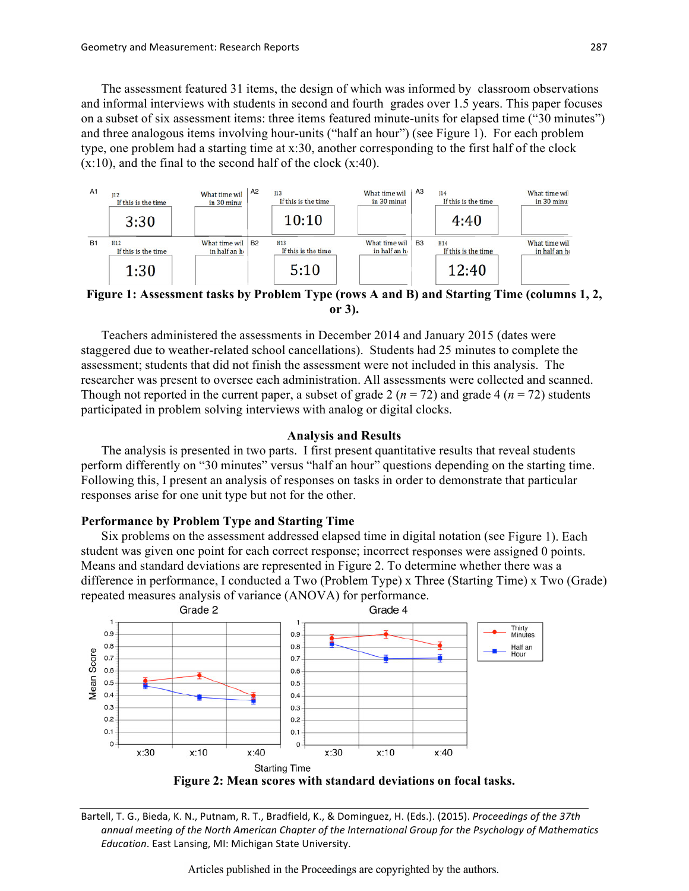The assessment featured 31 items, the design of which was informed by classroom observations and informal interviews with students in second and fourth grades over 1.5 years. This paper focuses on a subset of six assessment items: three items featured minute-units for elapsed time ("30 minutes") and three analogous items involving hour-units ("half an hour") (see Figure 1). For each problem type, one problem had a starting time at x:30, another corresponding to the first half of the clock (x:10), and the final to the second half of the clock (x:40).

| | | | | | |
|---|---|---|---|---|---|
| A1 | J12 If this is the time 3:30 | What time will it be in 30 minutes? | A2 J13 If this is the time 10:10 | What time will it be in 30 minutes? | A3 J14 If this is the time 4:40 — What time will it be in 30 minutes? |
| B1 | H12 If this is the time 1:30 | What time will it be in half an hour? | B2 H13 If this is the time 5:10 | What time will it be in half an hour? | B3 H14 If this is the time 12:40 — What time will it be in half an hour? |

**Figure 1: Assessment tasks by Problem Type (rows A and B) and Starting Time (columns 1, 2, or 3).**

Teachers administered the assessments in December 2014 and January 2015 (dates were staggered due to weather-related school cancellations). Students had 25 minutes to complete the assessment; students that did not finish the assessment were not included in this analysis. The researcher was present to oversee each administration. All assessments were collected and scanned. Though not reported in the current paper, a subset of grade 2 ($n$ = 72) and grade 4 ($n$ = 72) students participated in problem solving interviews with analog or digital clocks.

## Analysis and Results

The analysis is presented in two parts. I first present quantitative results that reveal students perform differently on "30 minutes" versus "half an hour" questions depending on the starting time. Following this, I present an analysis of responses on tasks in order to demonstrate that particular responses arise for one unit type but not for the other.

### Performance by Problem Type and Starting Time

Six problems on the assessment addressed elapsed time in digital notation (see Figure 1). Each student was given one point for each correct response; incorrect responses were assigned 0 points. Means and standard deviations are represented in Figure 2. To determine whether there was a difference in performance, I conducted a Two (Problem Type) x Three (Starting Time) x Two (Grade) repeated measures analysis of variance (ANOVA) for performance.

**Figure 2: Mean scores with standard deviations on focal tasks.**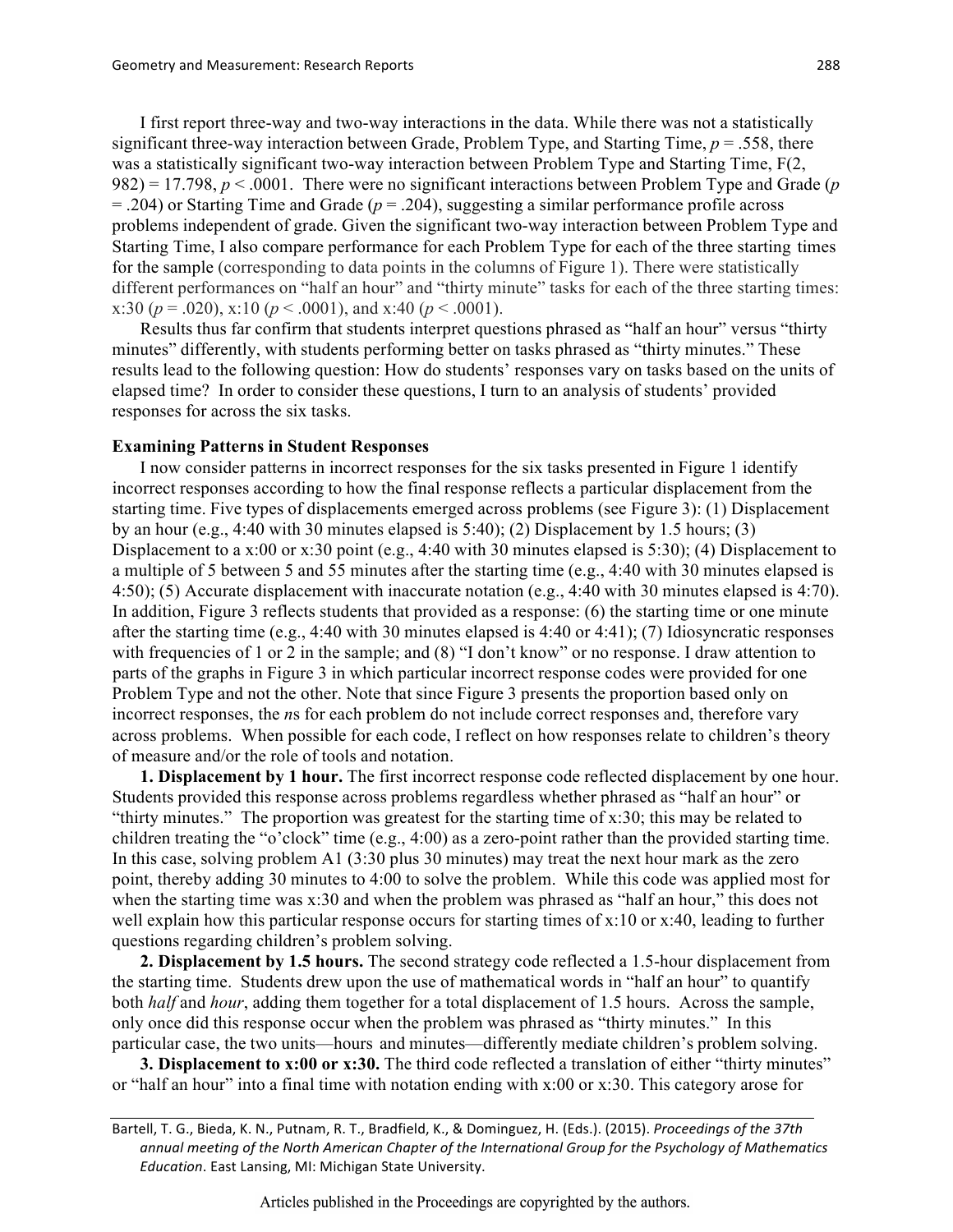I first report three-way and two-way interactions in the data. While there was not a statistically significant three-way interaction between Grade, Problem Type, and Starting Time, $p = .558$, there was a statistically significant two-way interaction between Problem Type and Starting Time, $F(2, 982) = 17.798$, $p < .0001$. There were no significant interactions between Problem Type and Grade ($p = .204$) or Starting Time and Grade ($p = .204$), suggesting a similar performance profile across problems independent of grade. Given the significant two-way interaction between Problem Type and Starting Time, I also compare performance for each Problem Type for each of the three starting times for the sample (corresponding to data points in the columns of Figure 1). There were statistically different performances on "half an hour" and "thirty minute" tasks for each of the three starting times: x:30 ($p = .020$), x:10 ($p < .0001$), and x:40 ($p < .0001$).

Results thus far confirm that students interpret questions phrased as "half an hour" versus "thirty minutes" differently, with students performing better on tasks phrased as "thirty minutes." These results lead to the following question: How do students' responses vary on tasks based on the units of elapsed time? In order to consider these questions, I turn to an analysis of students' provided responses for across the six tasks.

### Examining Patterns in Student Responses

I now consider patterns in incorrect responses for the six tasks presented in Figure 1 identify incorrect responses according to how the final response reflects a particular displacement from the starting time. Five types of displacements emerged across problems (see Figure 3): (1) Displacement by an hour (e.g., 4:40 with 30 minutes elapsed is 5:40); (2) Displacement by 1.5 hours; (3) Displacement to a x:00 or x:30 point (e.g., 4:40 with 30 minutes elapsed is 5:30); (4) Displacement to a multiple of 5 between 5 and 55 minutes after the starting time (e.g., 4:40 with 30 minutes elapsed is 4:50); (5) Accurate displacement with inaccurate notation (e.g., 4:40 with 30 minutes elapsed is 4:70). In addition, Figure 3 reflects students that provided as a response: (6) the starting time or one minute after the starting time (e.g., 4:40 with 30 minutes elapsed is 4:40 or 4:41); (7) Idiosyncratic responses with frequencies of 1 or 2 in the sample; and (8) "I don't know" or no response. I draw attention to parts of the graphs in Figure 3 in which particular incorrect response codes were provided for one Problem Type and not the other. Note that since Figure 3 presents the proportion based only on incorrect responses, the *n*s for each problem do not include correct responses and, therefore vary across problems. When possible for each code, I reflect on how responses relate to children's theory of measure and/or the role of tools and notation.

**1. Displacement by 1 hour.** The first incorrect response code reflected displacement by one hour. Students provided this response across problems regardless whether phrased as "half an hour" or "thirty minutes." The proportion was greatest for the starting time of x:30; this may be related to children treating the "o'clock" time (e.g., 4:00) as a zero-point rather than the provided starting time. In this case, solving problem A1 (3:30 plus 30 minutes) may treat the next hour mark as the zero point, thereby adding 30 minutes to 4:00 to solve the problem. While this code was applied most for when the starting time was x:30 and when the problem was phrased as "half an hour," this does not well explain how this particular response occurs for starting times of x:10 or x:40, leading to further questions regarding children's problem solving.

**2. Displacement by 1.5 hours.** The second strategy code reflected a 1.5-hour displacement from the starting time. Students drew upon the use of mathematical words in "half an hour" to quantify both *half* and *hour*, adding them together for a total displacement of 1.5 hours. Across the sample, only once did this response occur when the problem was phrased as "thirty minutes." In this particular case, the two units—hours and minutes—differently mediate children's problem solving.

**3. Displacement to x:00 or x:30.** The third code reflected a translation of either "thirty minutes" or "half an hour" into a final time with notation ending with x:00 or x:30. This category arose for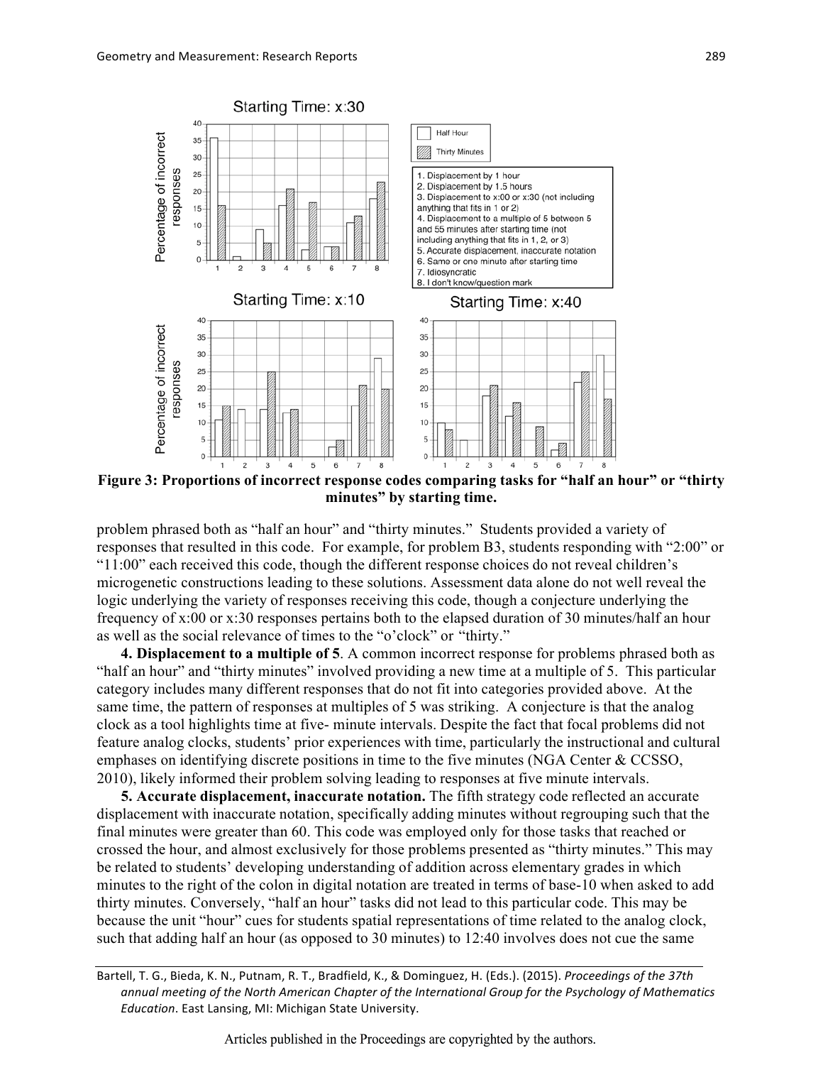Figure 3: Proportions of incorrect response codes comparing tasks for "half an hour" or "thirty minutes" by starting time.

problem phrased both as "half an hour" and "thirty minutes." Students provided a variety of responses that resulted in this code. For example, for problem B3, students responding with "2:00" or "11:00" each received this code, though the different response choices do not reveal children's microgenetic constructions leading to these solutions. Assessment data alone do not well reveal the logic underlying the variety of responses receiving this code, though a conjecture underlying the frequency of x:00 or x:30 responses pertains both to the elapsed duration of 30 minutes/half an hour as well as the social relevance of times to the "o'clock" or "thirty."

**4. Displacement to a multiple of 5**. A common incorrect response for problems phrased both as "half an hour" and "thirty minutes" involved providing a new time at a multiple of 5. This particular category includes many different responses that do not fit into categories provided above. At the same time, the pattern of responses at multiples of 5 was striking. A conjecture is that the analog clock as a tool highlights time at five- minute intervals. Despite the fact that focal problems did not feature analog clocks, students' prior experiences with time, particularly the instructional and cultural emphases on identifying discrete positions in time to the five minutes (NGA Center & CCSSO, 2010), likely informed their problem solving leading to responses at five minute intervals.

**5. Accurate displacement, inaccurate notation.** The fifth strategy code reflected an accurate displacement with inaccurate notation, specifically adding minutes without regrouping such that the final minutes were greater than 60. This code was employed only for those tasks that reached or crossed the hour, and almost exclusively for those problems presented as "thirty minutes." This may be related to students' developing understanding of addition across elementary grades in which minutes to the right of the colon in digital notation are treated in terms of base-10 when asked to add thirty minutes. Conversely, "half an hour" tasks did not lead to this particular code. This may be because the unit "hour" cues for students spatial representations of time related to the analog clock, such that adding half an hour (as opposed to 30 minutes) to 12:40 involves does not cue the same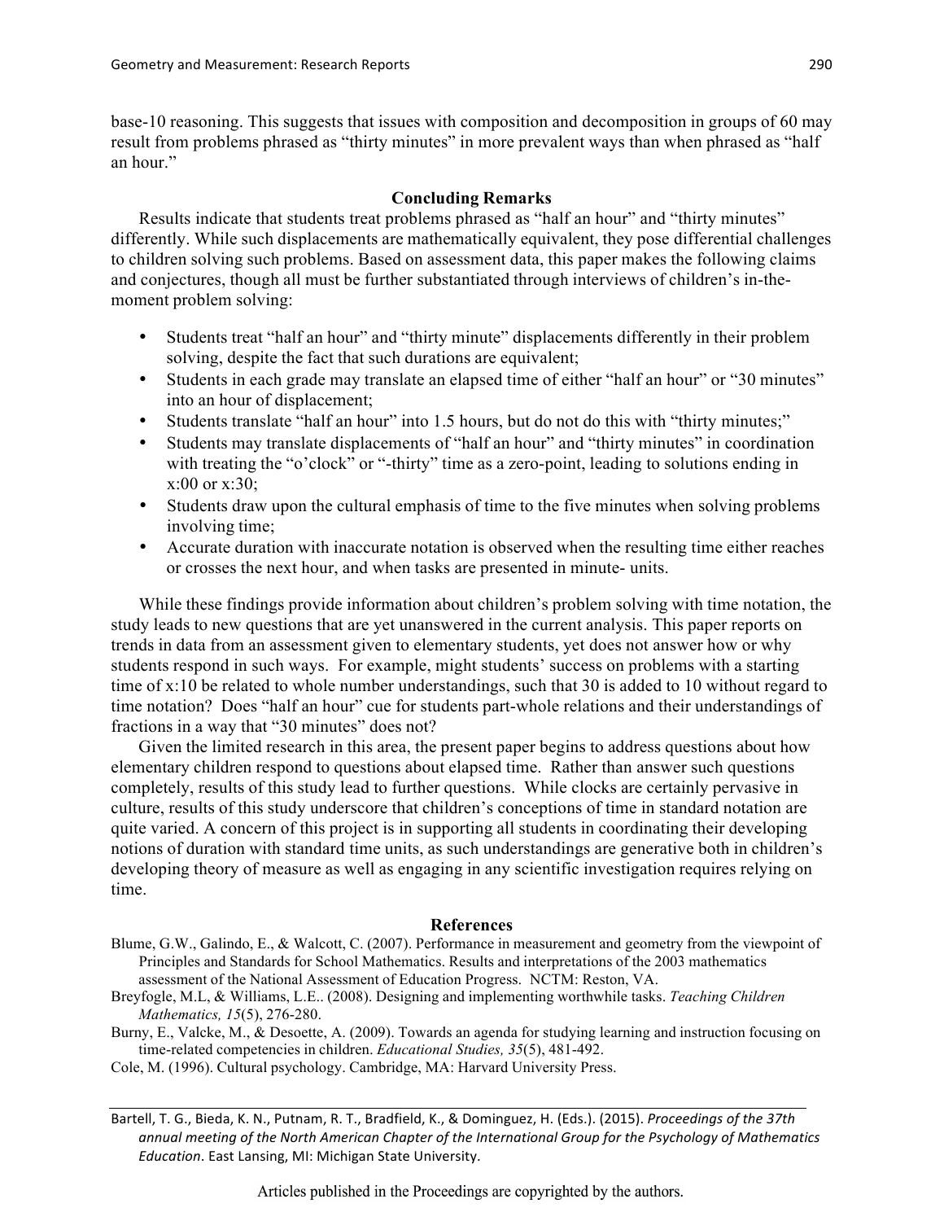base-10 reasoning. This suggests that issues with composition and decomposition in groups of 60 may result from problems phrased as "thirty minutes" in more prevalent ways than when phrased as "half an hour."

## Concluding Remarks

Results indicate that students treat problems phrased as "half an hour" and "thirty minutes" differently. While such displacements are mathematically equivalent, they pose differential challenges to children solving such problems. Based on assessment data, this paper makes the following claims and conjectures, though all must be further substantiated through interviews of children's in-the-moment problem solving:

- Students treat "half an hour" and "thirty minute" displacements differently in their problem solving, despite the fact that such durations are equivalent;
- Students in each grade may translate an elapsed time of either "half an hour" or "30 minutes" into an hour of displacement;
- Students translate "half an hour" into 1.5 hours, but do not do this with "thirty minutes;"
- Students may translate displacements of "half an hour" and "thirty minutes" in coordination with treating the "o'clock" or "-thirty" time as a zero-point, leading to solutions ending in x:00 or x:30;
- Students draw upon the cultural emphasis of time to the five minutes when solving problems involving time;
- Accurate duration with inaccurate notation is observed when the resulting time either reaches or crosses the next hour, and when tasks are presented in minute- units.

While these findings provide information about children's problem solving with time notation, the study leads to new questions that are yet unanswered in the current analysis. This paper reports on trends in data from an assessment given to elementary students, yet does not answer how or why students respond in such ways. For example, might students' success on problems with a starting time of x:10 be related to whole number understandings, such that 30 is added to 10 without regard to time notation? Does "half an hour" cue for students part-whole relations and their understandings of fractions in a way that "30 minutes" does not?

Given the limited research in this area, the present paper begins to address questions about how elementary children respond to questions about elapsed time. Rather than answer such questions completely, results of this study lead to further questions. While clocks are certainly pervasive in culture, results of this study underscore that children's conceptions of time in standard notation are quite varied. A concern of this project is in supporting all students in coordinating their developing notions of duration with standard time units, as such understandings are generative both in children's developing theory of measure as well as engaging in any scientific investigation requires relying on time.

## References

Blume, G.W., Galindo, E., & Walcott, C. (2007). Performance in measurement and geometry from the viewpoint of Principles and Standards for School Mathematics. Results and interpretations of the 2003 mathematics assessment of the National Assessment of Education Progress. NCTM: Reston, VA.

Breyfogle, M.L, & Williams, L.E.. (2008). Designing and implementing worthwhile tasks. *Teaching Children Mathematics, 15*(5), 276-280.

Burny, E., Valcke, M., & Desoette, A. (2009). Towards an agenda for studying learning and instruction focusing on time-related competencies in children. *Educational Studies, 35*(5), 481-492.

Cole, M. (1996). Cultural psychology. Cambridge, MA: Harvard University Press.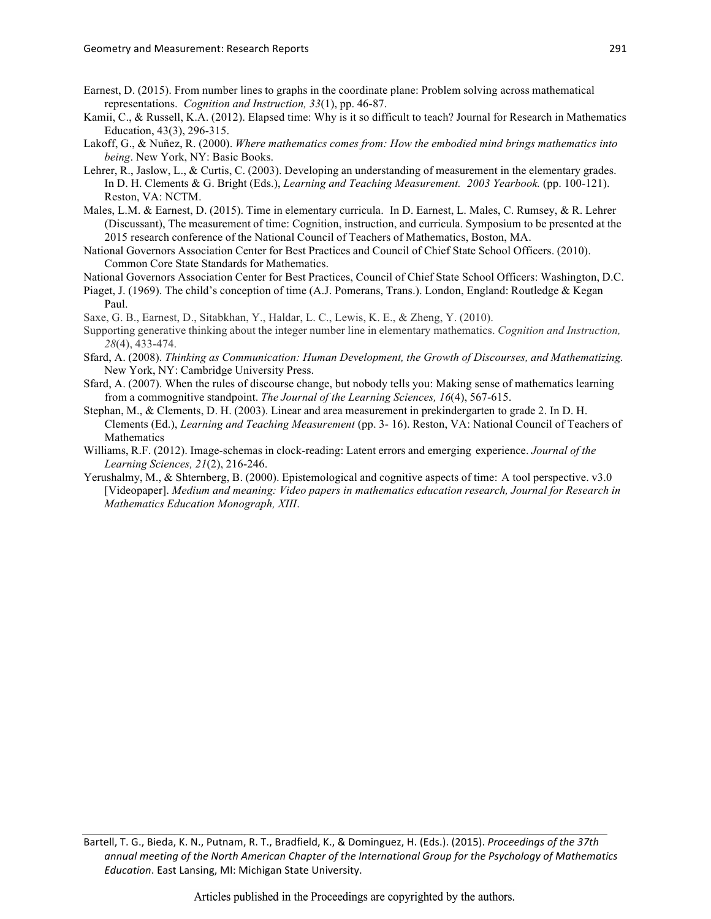Earnest, D. (2015). From number lines to graphs in the coordinate plane: Problem solving across mathematical representations. *Cognition and Instruction, 33*(1), pp. 46-87.

Kamii, C., & Russell, K.A. (2012). Elapsed time: Why is it so difficult to teach? Journal for Research in Mathematics Education, 43(3), 296-315.

Lakoff, G., & Nuñez, R. (2000). *Where mathematics comes from: How the embodied mind brings mathematics into being*. New York, NY: Basic Books.

Lehrer, R., Jaslow, L., & Curtis, C. (2003). Developing an understanding of measurement in the elementary grades. In D. H. Clements & G. Bright (Eds.), *Learning and Teaching Measurement. 2003 Yearbook.* (pp. 100-121). Reston, VA: NCTM.

Males, L.M. & Earnest, D. (2015). Time in elementary curricula. In D. Earnest, L. Males, C. Rumsey, & R. Lehrer (Discussant), The measurement of time: Cognition, instruction, and curricula. Symposium to be presented at the 2015 research conference of the National Council of Teachers of Mathematics, Boston, MA.

National Governors Association Center for Best Practices and Council of Chief State School Officers. (2010). Common Core State Standards for Mathematics.

National Governors Association Center for Best Practices, Council of Chief State School Officers: Washington, D.C.

Piaget, J. (1969). The child's conception of time (A.J. Pomerans, Trans.). London, England: Routledge & Kegan Paul.

Saxe, G. B., Earnest, D., Sitabkhan, Y., Haldar, L. C., Lewis, K. E., & Zheng, Y. (2010). Supporting generative thinking about the integer number line in elementary mathematics. *Cognition and Instruction, 28*(4), 433-474.

Sfard, A. (2008). *Thinking as Communication: Human Development, the Growth of Discourses, and Mathematizing.* New York, NY: Cambridge University Press.

Sfard, A. (2007). When the rules of discourse change, but nobody tells you: Making sense of mathematics learning from a commognitive standpoint. *The Journal of the Learning Sciences, 16*(4), 567-615.

Stephan, M., & Clements, D. H. (2003). Linear and area measurement in prekindergarten to grade 2. In D. H. Clements (Ed.), *Learning and Teaching Measurement* (pp. 3- 16). Reston, VA: National Council of Teachers of Mathematics

Williams, R.F. (2012). Image-schemas in clock-reading: Latent errors and emerging experience. *Journal of the Learning Sciences, 21*(2), 216-246.

Yerushalmy, M., & Shternberg, B. (2000). Epistemological and cognitive aspects of time: A tool perspective. v3.0 [Videopaper]. *Medium and meaning: Video papers in mathematics education research, Journal for Research in Mathematics Education Monograph, XIII*.